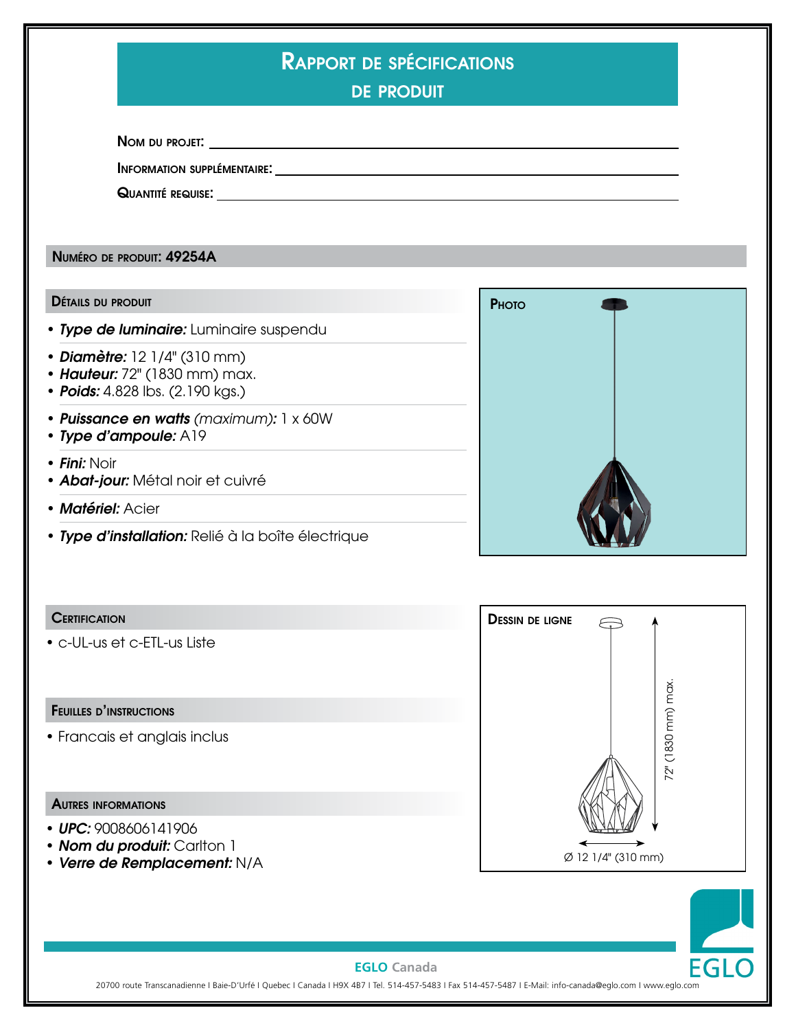# Rapport de spécifications de produit

**Nom du projet:** ______________________________

**Information supplémentaire:** ______________________________

**Quantité requise:** ______________________________

## Numéro de produit: 49254A

### Détails du produit

- ***Type de luminaire:*** Luminaire suspendu
- ***Diamètre:*** 12 1/4" (310 mm)
- ***Hauteur:*** 72" (1830 mm) max.
- ***Poids:*** 4.828 lbs. (2.190 kgs.)
- ***Puissance en watts*** *(maximum):* 1 x 60W
- ***Type d'ampoule:*** A19
- ***Fini:*** Noir
- ***Abat-jour:*** Métal noir et cuivré
- ***Matériel:*** Acier
- ***Type d'installation:*** Relié à la boîte électrique

### Photo

### Certification

- c-UL-us et c-ETL-us Liste

### Feuilles d'instructions

- Francais et anglais inclus

### Autres informations

- ***UPC:*** 9008606141906
- ***Nom du produit:*** Carlton 1
- ***Verre de Remplacement:*** N/A

### Dessin de ligne

72" (1830 mm) max.

Ø 12 1/4" (310 mm)

**EGLO Canada**

20700 route Transcanadienne I Baie-D'Urfé I Quebec I Canada I H9X 4B7 I Tel. 514-457-5483 I Fax 514-457-5487 I E-Mail: info-canada@eglo.com I www.eglo.com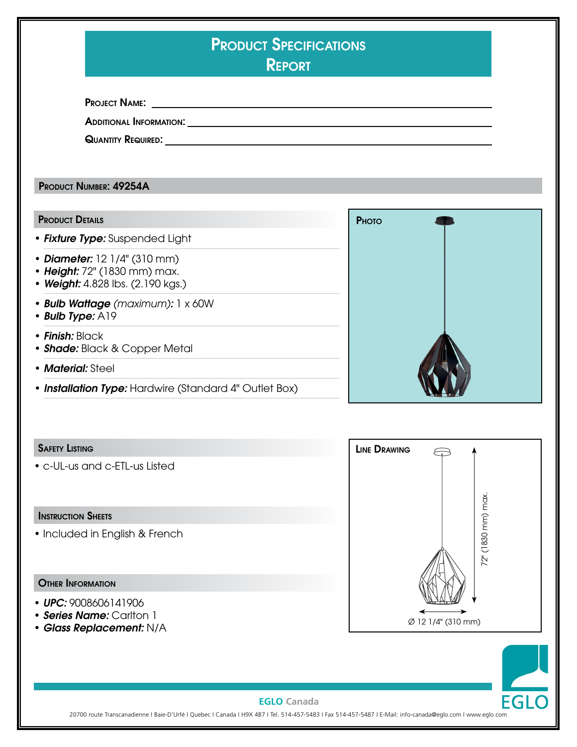# Product Specifications Report

**Project Name:** \_\_\_\_\_\_\_\_\_\_\_\_\_\_\_\_\_\_\_\_

**Additional Information:** \_\_\_\_\_\_\_\_\_\_\_\_\_\_\_\_\_\_\_\_

**Quantity Required:** \_\_\_\_\_\_\_\_\_\_\_\_\_\_\_\_\_\_\_\_

## Product Number: 49254A

### Product Details

- ***Fixture Type:*** Suspended Light
- ***Diameter:*** 12 1/4" (310 mm)
- ***Height:*** 72" (1830 mm) max.
- ***Weight:*** 4.828 lbs. (2.190 kgs.)
- ***Bulb Wattage*** *(maximum):* 1 x 60W
- ***Bulb Type:*** A19
- ***Finish:*** Black
- ***Shade:*** Black & Copper Metal
- ***Material:*** Steel
- ***Installation Type:*** Hardwire (Standard 4" Outlet Box)

### Photo

### Safety Listing

- c-UL-us and c-ETL-us Listed

### Instruction Sheets

- Included in English & French

### Other Information

- ***UPC:*** 9008606141906
- ***Series Name:*** Carlton 1
- ***Glass Replacement:*** N/A

### Line Drawing

72" (1830 mm) max.

Ø 12 1/4" (310 mm)

**EGLO Canada**

20700 route Transcanadienne I Baie-D'Urfé I Quebec I Canada I H9X 4B7 I Tel. 514-457-5483 I Fax 514-457-5487 I E-Mail: info-canada@eglo.com I www.eglo.com